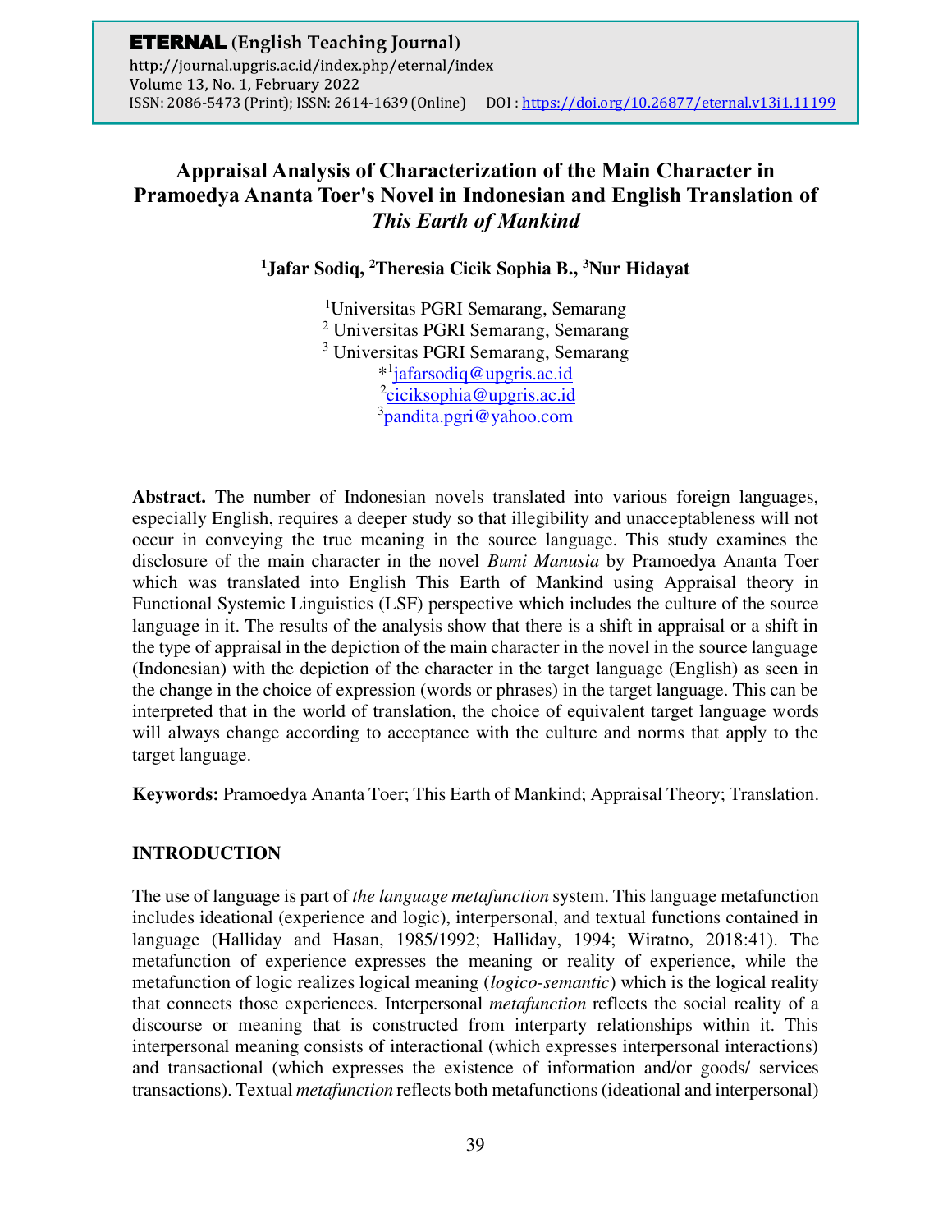# Appraisal Analysis of Characterization of the Main Character in Pramoedya Ananta Toer's Novel in Indonesian and English Translation of *This Earth of Mankind*

**[1]Jafar Sodiq, [2]Theresia Cicik Sophia B., [3]Nur Hidayat**

[1]Universitas PGRI Semarang, Semarang
[2] Universitas PGRI Semarang, Semarang
[3] Universitas PGRI Semarang, Semarang
*[1]jafarsodiq@upgris.ac.id
[2]ciciksophia@upgris.ac.id
[3]pandita.pgri@yahoo.com

**Abstract.** The number of Indonesian novels translated into various foreign languages, especially English, requires a deeper study so that illegibility and unacceptableness will not occur in conveying the true meaning in the source language. This study examines the disclosure of the main character in the novel *Bumi Manusia* by Pramoedya Ananta Toer which was translated into English This Earth of Mankind using Appraisal theory in Functional Systemic Linguistics (LSF) perspective which includes the culture of the source language in it. The results of the analysis show that there is a shift in appraisal or a shift in the type of appraisal in the depiction of the main character in the novel in the source language (Indonesian) with the depiction of the character in the target language (English) as seen in the change in the choice of expression (words or phrases) in the target language. This can be interpreted that in the world of translation, the choice of equivalent target language words will always change according to acceptance with the culture and norms that apply to the target language.

**Keywords:** Pramoedya Ananta Toer; This Earth of Mankind; Appraisal Theory; Translation.

## INTRODUCTION

The use of language is part of *the language metafunction* system. This language metafunction includes ideational (experience and logic), interpersonal, and textual functions contained in language (Halliday and Hasan, 1985/1992; Halliday, 1994; Wiratno, 2018:41). The metafunction of experience expresses the meaning or reality of experience, while the metafunction of logic realizes logical meaning (*logico-semantic*) which is the logical reality that connects those experiences. Interpersonal *metafunction* reflects the social reality of a discourse or meaning that is constructed from interparty relationships within it. This interpersonal meaning consists of interactional (which expresses interpersonal interactions) and transactional (which expresses the existence of information and/or goods/ services transactions). Textual *metafunction* reflects both metafunctions (ideational and interpersonal)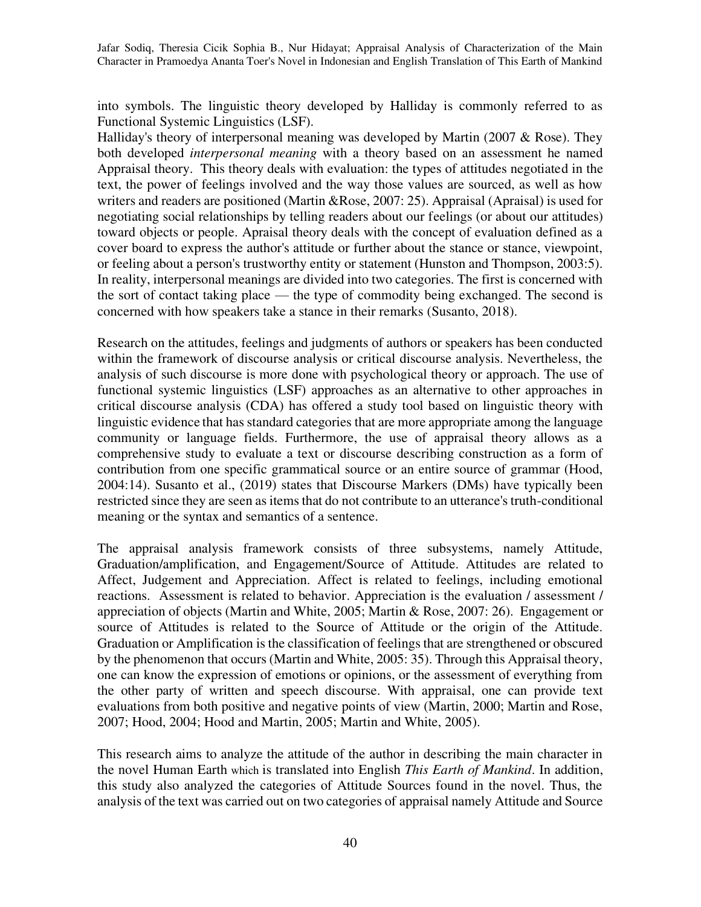into symbols. The linguistic theory developed by Halliday is commonly referred to as Functional Systemic Linguistics (LSF).

Halliday's theory of interpersonal meaning was developed by Martin (2007 & Rose). They both developed *interpersonal meaning* with a theory based on an assessment he named Appraisal theory. This theory deals with evaluation: the types of attitudes negotiated in the text, the power of feelings involved and the way those values are sourced, as well as how writers and readers are positioned (Martin &Rose, 2007: 25). Appraisal (Apraisal) is used for negotiating social relationships by telling readers about our feelings (or about our attitudes) toward objects or people. Apraisal theory deals with the concept of evaluation defined as a cover board to express the author's attitude or further about the stance or stance, viewpoint, or feeling about a person's trustworthy entity or statement (Hunston and Thompson, 2003:5). In reality, interpersonal meanings are divided into two categories. The first is concerned with the sort of contact taking place — the type of commodity being exchanged. The second is concerned with how speakers take a stance in their remarks (Susanto, 2018).

Research on the attitudes, feelings and judgments of authors or speakers has been conducted within the framework of discourse analysis or critical discourse analysis. Nevertheless, the analysis of such discourse is more done with psychological theory or approach. The use of functional systemic linguistics (LSF) approaches as an alternative to other approaches in critical discourse analysis (CDA) has offered a study tool based on linguistic theory with linguistic evidence that has standard categories that are more appropriate among the language community or language fields. Furthermore, the use of appraisal theory allows as a comprehensive study to evaluate a text or discourse describing construction as a form of contribution from one specific grammatical source or an entire source of grammar (Hood, 2004:14). Susanto et al., (2019) states that Discourse Markers (DMs) have typically been restricted since they are seen as items that do not contribute to an utterance's truth-conditional meaning or the syntax and semantics of a sentence.

The appraisal analysis framework consists of three subsystems, namely Attitude, Graduation/amplification, and Engagement/Source of Attitude. Attitudes are related to Affect, Judgement and Appreciation. Affect is related to feelings, including emotional reactions. Assessment is related to behavior. Appreciation is the evaluation / assessment / appreciation of objects (Martin and White, 2005; Martin & Rose, 2007: 26). Engagement or source of Attitudes is related to the Source of Attitude or the origin of the Attitude. Graduation or Amplification is the classification of feelings that are strengthened or obscured by the phenomenon that occurs (Martin and White, 2005: 35). Through this Appraisal theory, one can know the expression of emotions or opinions, or the assessment of everything from the other party of written and speech discourse. With appraisal, one can provide text evaluations from both positive and negative points of view (Martin, 2000; Martin and Rose, 2007; Hood, 2004; Hood and Martin, 2005; Martin and White, 2005).

This research aims to analyze the attitude of the author in describing the main character in the novel Human Earth which is translated into English *This Earth of Mankind*. In addition, this study also analyzed the categories of Attitude Sources found in the novel. Thus, the analysis of the text was carried out on two categories of appraisal namely Attitude and Source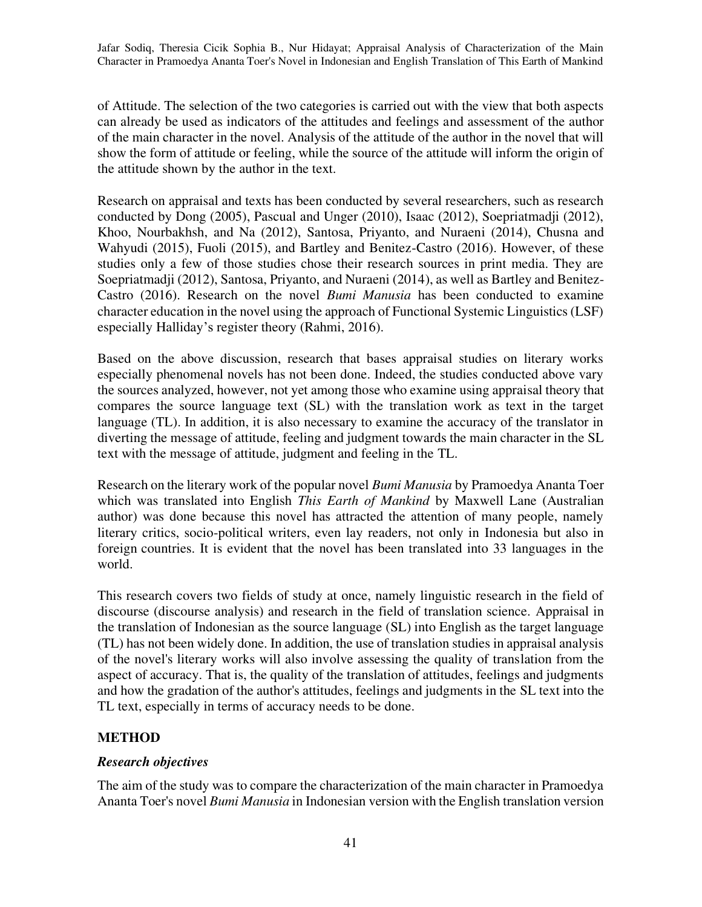of Attitude. The selection of the two categories is carried out with the view that both aspects can already be used as indicators of the attitudes and feelings and assessment of the author of the main character in the novel. Analysis of the attitude of the author in the novel that will show the form of attitude or feeling, while the source of the attitude will inform the origin of the attitude shown by the author in the text.

Research on appraisal and texts has been conducted by several researchers, such as research conducted by Dong (2005), Pascual and Unger (2010), Isaac (2012), Soepriatmadji (2012), Khoo, Nourbakhsh, and Na (2012), Santosa, Priyanto, and Nuraeni (2014), Chusna and Wahyudi (2015), Fuoli (2015), and Bartley and Benitez-Castro (2016). However, of these studies only a few of those studies chose their research sources in print media. They are Soepriatmadji (2012), Santosa, Priyanto, and Nuraeni (2014), as well as Bartley and Benitez-Castro (2016). Research on the novel *Bumi Manusia* has been conducted to examine character education in the novel using the approach of Functional Systemic Linguistics (LSF) especially Halliday's register theory (Rahmi, 2016).

Based on the above discussion, research that bases appraisal studies on literary works especially phenomenal novels has not been done. Indeed, the studies conducted above vary the sources analyzed, however, not yet among those who examine using appraisal theory that compares the source language text (SL) with the translation work as text in the target language (TL). In addition, it is also necessary to examine the accuracy of the translator in diverting the message of attitude, feeling and judgment towards the main character in the SL text with the message of attitude, judgment and feeling in the TL.

Research on the literary work of the popular novel *Bumi Manusia* by Pramoedya Ananta Toer which was translated into English *This Earth of Mankind* by Maxwell Lane (Australian author) was done because this novel has attracted the attention of many people, namely literary critics, socio-political writers, even lay readers, not only in Indonesia but also in foreign countries. It is evident that the novel has been translated into 33 languages in the world.

This research covers two fields of study at once, namely linguistic research in the field of discourse (discourse analysis) and research in the field of translation science. Appraisal in the translation of Indonesian as the source language (SL) into English as the target language (TL) has not been widely done. In addition, the use of translation studies in appraisal analysis of the novel's literary works will also involve assessing the quality of translation from the aspect of accuracy. That is, the quality of the translation of attitudes, feelings and judgments and how the gradation of the author's attitudes, feelings and judgments in the SL text into the TL text, especially in terms of accuracy needs to be done.

## METHOD

### *Research objectives*

The aim of the study was to compare the characterization of the main character in Pramoedya Ananta Toer's novel *Bumi Manusia* in Indonesian version with the English translation version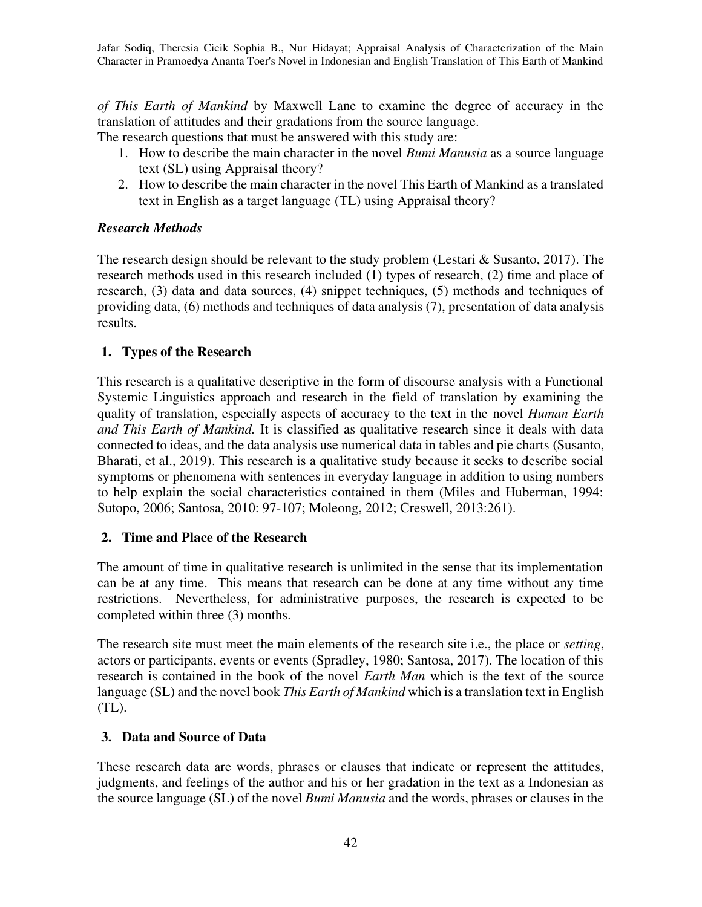*of This Earth of Mankind* by Maxwell Lane to examine the degree of accuracy in the translation of attitudes and their gradations from the source language.

The research questions that must be answered with this study are:

1. How to describe the main character in the novel *Bumi Manusia* as a source language text (SL) using Appraisal theory?
2. How to describe the main character in the novel This Earth of Mankind as a translated text in English as a target language (TL) using Appraisal theory?

### *Research Methods*

The research design should be relevant to the study problem (Lestari & Susanto, 2017). The research methods used in this research included (1) types of research, (2) time and place of research, (3) data and data sources, (4) snippet techniques, (5) methods and techniques of providing data, (6) methods and techniques of data analysis (7), presentation of data analysis results.

#### 1. Types of the Research

This research is a qualitative descriptive in the form of discourse analysis with a Functional Systemic Linguistics approach and research in the field of translation by examining the quality of translation, especially aspects of accuracy to the text in the novel *Human Earth and This Earth of Mankind.* It is classified as qualitative research since it deals with data connected to ideas, and the data analysis use numerical data in tables and pie charts (Susanto, Bharati, et al., 2019). This research is a qualitative study because it seeks to describe social symptoms or phenomena with sentences in everyday language in addition to using numbers to help explain the social characteristics contained in them (Miles and Huberman, 1994: Sutopo, 2006; Santosa, 2010: 97-107; Moleong, 2012; Creswell, 2013:261).

#### 2. Time and Place of the Research

The amount of time in qualitative research is unlimited in the sense that its implementation can be at any time. This means that research can be done at any time without any time restrictions. Nevertheless, for administrative purposes, the research is expected to be completed within three (3) months.

The research site must meet the main elements of the research site i.e., the place or *setting*, actors or participants, events or events (Spradley, 1980; Santosa, 2017). The location of this research is contained in the book of the novel *Earth Man* which is the text of the source language (SL) and the novel book *This Earth of Mankind* which is a translation text in English (TL).

#### 3. Data and Source of Data

These research data are words, phrases or clauses that indicate or represent the attitudes, judgments, and feelings of the author and his or her gradation in the text as a Indonesian as the source language (SL) of the novel *Bumi Manusia* and the words, phrases or clauses in the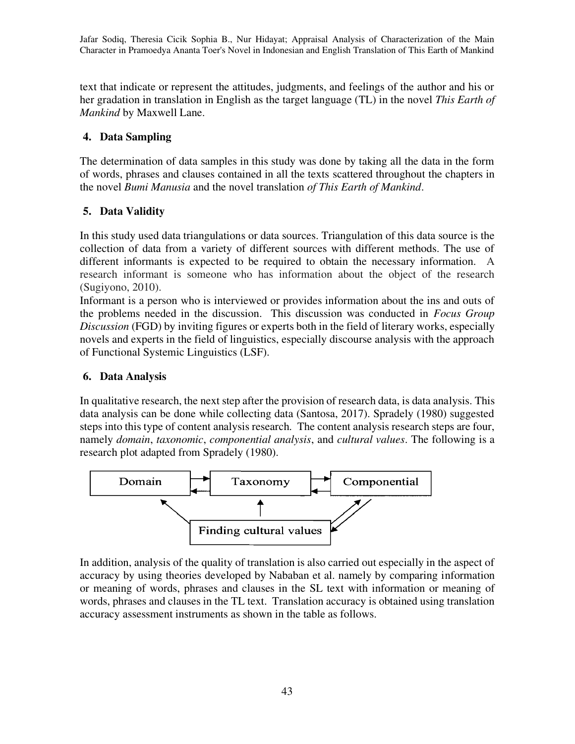text that indicate or represent the attitudes, judgments, and feelings of the author and his or her gradation in translation in English as the target language (TL) in the novel *This Earth of Mankind* by Maxwell Lane.

## 4. Data Sampling

The determination of data samples in this study was done by taking all the data in the form of words, phrases and clauses contained in all the texts scattered throughout the chapters in the novel *Bumi Manusia* and the novel translation *of This Earth of Mankind*.

## 5. Data Validity

In this study used data triangulations or data sources. Triangulation of this data source is the collection of data from a variety of different sources with different methods. The use of different informants is expected to be required to obtain the necessary information. A research informant is someone who has information about the object of the research (Sugiyono, 2010).

Informant is a person who is interviewed or provides information about the ins and outs of the problems needed in the discussion. This discussion was conducted in *Focus Group Discussion* (FGD) by inviting figures or experts both in the field of literary works, especially novels and experts in the field of linguistics, especially discourse analysis with the approach of Functional Systemic Linguistics (LSF).

## 6. Data Analysis

In qualitative research, the next step after the provision of research data, is data analysis. This data analysis can be done while collecting data (Santosa, 2017). Spradely (1980) suggested steps into this type of content analysis research. The content analysis research steps are four, namely *domain*, *taxonomic*, *componential analysis*, and *cultural values*. The following is a research plot adapted from Spradely (1980).

Domain ⇄ Taxonomy ⇄ Componential

Finding cultural values

In addition, analysis of the quality of translation is also carried out especially in the aspect of accuracy by using theories developed by Nababan et al. namely by comparing information or meaning of words, phrases and clauses in the SL text with information or meaning of words, phrases and clauses in the TL text. Translation accuracy is obtained using translation accuracy assessment instruments as shown in the table as follows.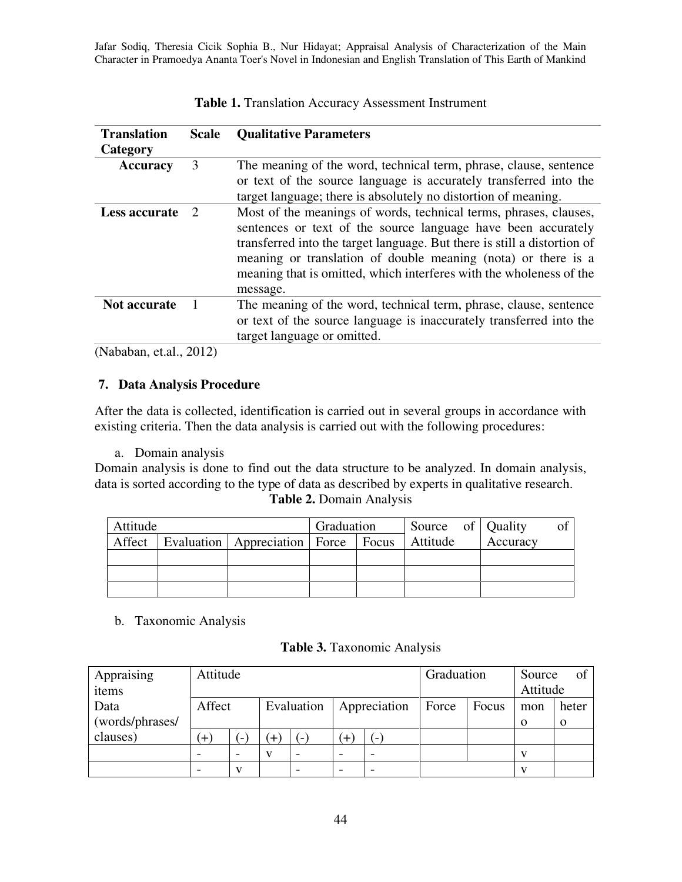**Table 1.** Translation Accuracy Assessment Instrument

| Translation Category | Scale | Qualitative Parameters |
|---|---|---|
| **Accuracy** | 3 | The meaning of the word, technical term, phrase, clause, sentence or text of the source language is accurately transferred into the target language; there is absolutely no distortion of meaning. |
| **Less accurate** | 2 | Most of the meanings of words, technical terms, phrases, clauses, sentences or text of the source language have been accurately transferred into the target language. But there is still a distortion of meaning or translation of double meaning (nota) or there is a meaning that is omitted, which interferes with the wholeness of the message. |
| **Not accurate** | 1 | The meaning of the word, technical term, phrase, clause, sentence or text of the source language is inaccurately transferred into the target language or omitted. |

(Nababan, et.al., 2012)

## 7. Data Analysis Procedure

After the data is collected, identification is carried out in several groups in accordance with existing criteria. Then the data analysis is carried out with the following procedures:

a. Domain analysis

Domain analysis is done to find out the data structure to be analyzed. In domain analysis, data is sorted according to the type of data as described by experts in qualitative research.

**Table 2.** Domain Analysis

| Attitude | | | Graduation | | Source of Attitude | Quality of Accuracy |
|---|---|---|---|---|---|---|
| Affect | Evaluation | Appreciation | Force | Focus | | |
| | | | | | | |
| | | | | | | |
| | | | | | | |

b. Taxonomic Analysis

**Table 3.** Taxonomic Analysis

| Appraising items Data (words/phrases/ clauses) | Attitude | | | | | | Graduation | | Source of Attitude | |
|---|---|---|---|---|---|---|---|---|---|---|
| | Affect | | Evaluation | | Appreciation | | Force | Focus | mono | hetero |
| | (+) | (-) | (+) | (-) | (+) | (-) | | | | |
| | - | - | v | - | - | - | | | v | |
| | - | v | | - | - | - | | | v | |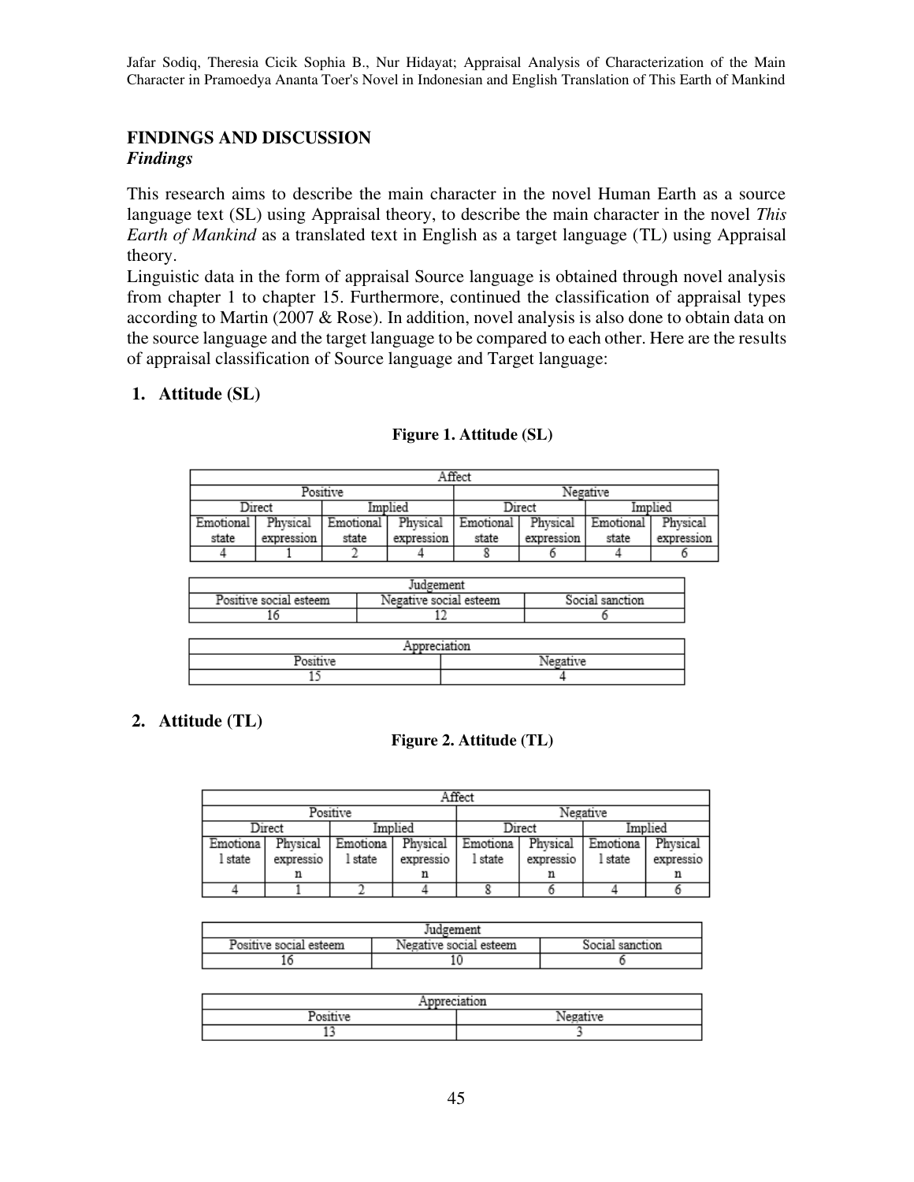## FINDINGS AND DISCUSSION

### *Findings*

This research aims to describe the main character in the novel Human Earth as a source language text (SL) using Appraisal theory, to describe the main character in the novel *This Earth of Mankind* as a translated text in English as a target language (TL) using Appraisal theory.

Linguistic data in the form of appraisal Source language is obtained through novel analysis from chapter 1 to chapter 15. Furthermore, continued the classification of appraisal types according to Martin (2007 & Rose). In addition, novel analysis is also done to obtain data on the source language and the target language to be compared to each other. Here are the results of appraisal classification of Source language and Target language:

**1. Attitude (SL)**

**Figure 1. Attitude (SL)**

| Affect | | | | | | | |
|---|---|---|---|---|---|---|---|
| Positive | | | | Negative | | | |
| Direct | | Implied | | Direct | | Implied | |
| Emotional state | Physical expression | Emotional state | Physical expression | Emotional state | Physical expression | Emotional state | Physical expression |
| 4 | 1 | 2 | 4 | 8 | 6 | 4 | 6 |

| Judgement | | |
|---|---|---|
| Positive social esteem | Negative social esteem | Social sanction |
| 16 | 12 | 6 |

| Appreciation | |
|---|---|
| Positive | Negative |
| 15 | 4 |

**2. Attitude (TL)**

**Figure 2. Attitude (TL)**

| Affect | | | | | | | |
|---|---|---|---|---|---|---|---|
| Positive | | | | Negative | | | |
| Direct | | Implied | | Direct | | Implied | |
| Emotional state | Physical expression | Emotional state | Physical expression | Emotional state | Physical expression | Emotional state | Physical expression |
| 4 | 1 | 2 | 4 | 8 | 6 | 4 | 6 |

| Judgement | | |
|---|---|---|
| Positive social esteem | Negative social esteem | Social sanction |
| 16 | 10 | 6 |

| Appreciation | |
|---|---|
| Positive | Negative |
| 13 | 3 |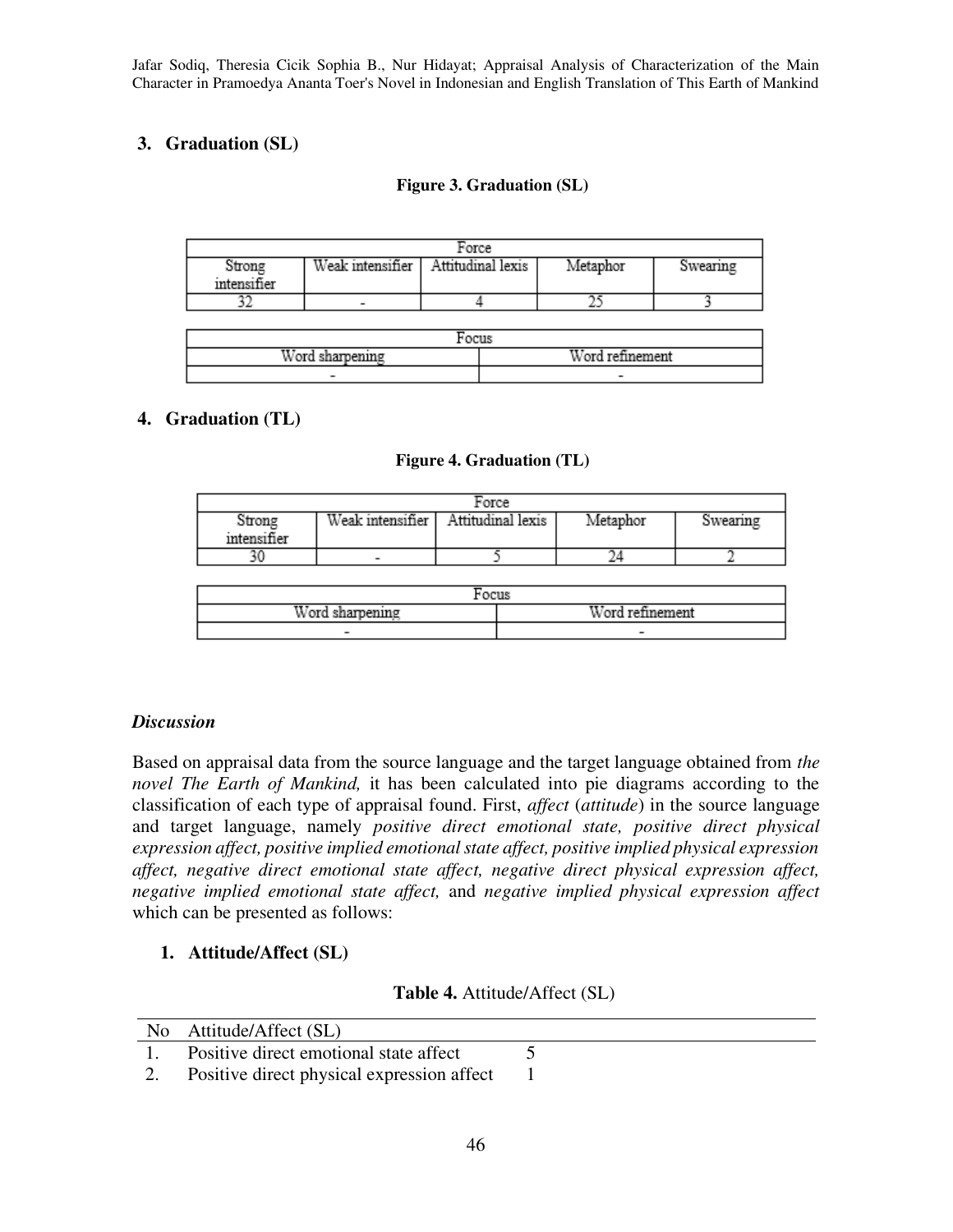### 3. Graduation (SL)

**Figure 3. Graduation (SL)**

| Force | | | | |
|---|---|---|---|---|
| Strong intensifier | Weak intensifier | Attitudinal lexis | Metaphor | Swearing |
| 32 | - | 4 | 25 | 3 |

| Focus | |
|---|---|
| Word sharpening | Word refinement |
| - | - |

### 4. Graduation (TL)

**Figure 4. Graduation (TL)**

| Force | | | | |
|---|---|---|---|---|
| Strong intensifier | Weak intensifier | Attitudinal lexis | Metaphor | Swearing |
| 30 | - | 5 | 24 | 2 |

| Focus | |
|---|---|
| Word sharpening | Word refinement |
| - | - |

## *Discussion*

Based on appraisal data from the source language and the target language obtained from *the novel The Earth of Mankind,* it has been calculated into pie diagrams according to the classification of each type of appraisal found. First, *affect* (*attitude*) in the source language and target language, namely *positive direct emotional state, positive direct physical expression affect, positive implied emotional state affect, positive implied physical expression affect, negative direct emotional state affect, negative direct physical expression affect, negative implied emotional state affect,* and *negative implied physical expression affect* which can be presented as follows:

### 1. Attitude/Affect (SL)

**Table 4.** Attitude/Affect (SL)

| No | Attitude/Affect (SL) | |
|---|---|---|
| 1. | Positive direct emotional state affect | 5 |
| 2. | Positive direct physical expression affect | 1 |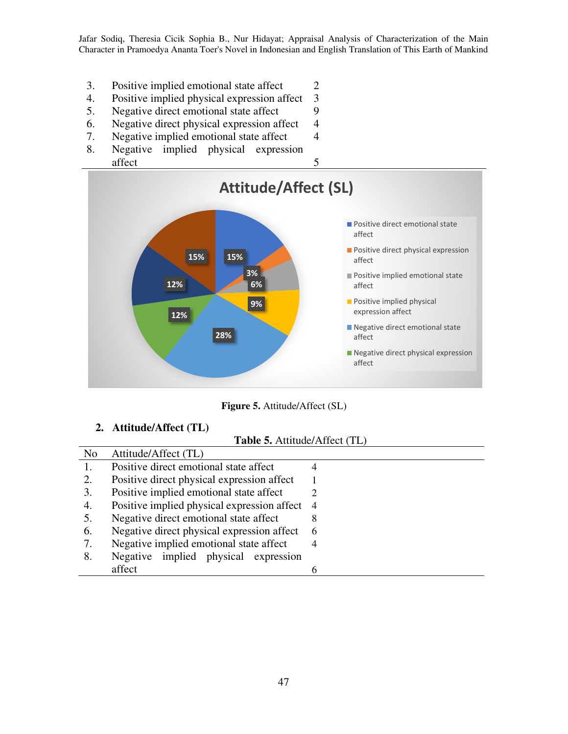| No | Attitude/Affect (SL) | |
|---|---|---|
| 3. | Positive implied emotional state affect | 2 |
| 4. | Positive implied physical expression affect | 3 |
| 5. | Negative direct emotional state affect | 9 |
| 6. | Negative direct physical expression affect | 4 |
| 7. | Negative implied emotional state affect | 4 |
| 8. | Negative implied physical expression affect | 5 |

**Figure 5.** Attitude/Affect (SL)

### 2. Attitude/Affect (TL)

**Table 5.** Attitude/Affect (TL)

| No | Attitude/Affect (TL) | |
|---|---|---|
| 1. | Positive direct emotional state affect | 4 |
| 2. | Positive direct physical expression affect | 1 |
| 3. | Positive implied emotional state affect | 2 |
| 4. | Positive implied physical expression affect | 4 |
| 5. | Negative direct emotional state affect | 8 |
| 6. | Negative direct physical expression affect | 6 |
| 7. | Negative implied emotional state affect | 4 |
| 8. | Negative implied physical expression affect | 6 |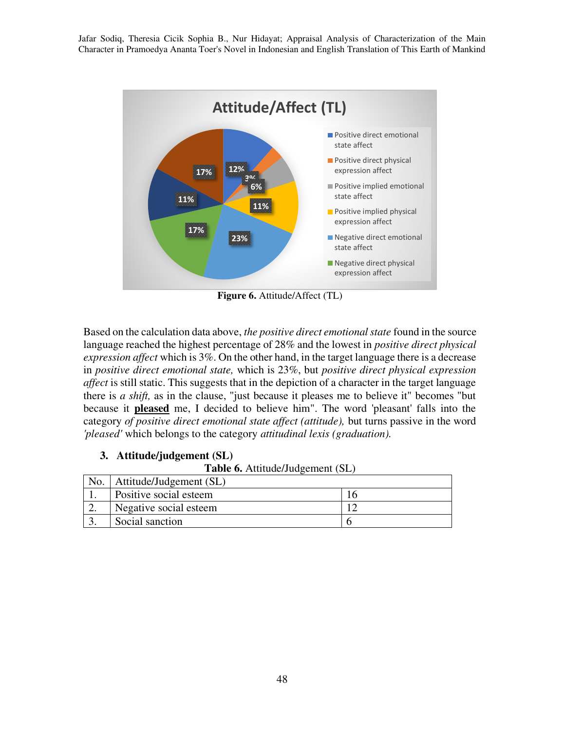**Figure 6.** Attitude/Affect (TL)

Based on the calculation data above, *the positive direct emotional state* found in the source language reached the highest percentage of 28% and the lowest in *positive direct physical expression affect* which is 3%. On the other hand, in the target language there is a decrease in *positive direct emotional state,* which is 23%, but *positive direct physical expression affect* is still static. This suggests that in the depiction of a character in the target language there is *a shift,* as in the clause, "just because it pleases me to believe it" becomes "but because it **pleased** me, I decided to believe him". The word 'pleasant' falls into the category *of positive direct emotional state affect (attitude),* but turns passive in the word *'pleased'* which belongs to the category *attitudinal lexis (graduation).*

### 3. Attitude/judgement (SL)

**Table 6.** Attitude/Judgement (SL)

| No. | Attitude/Judgement (SL) | |
|---|---|---|
| 1. | Positive social esteem | 16 |
| 2. | Negative social esteem | 12 |
| 3. | Social sanction | 6 |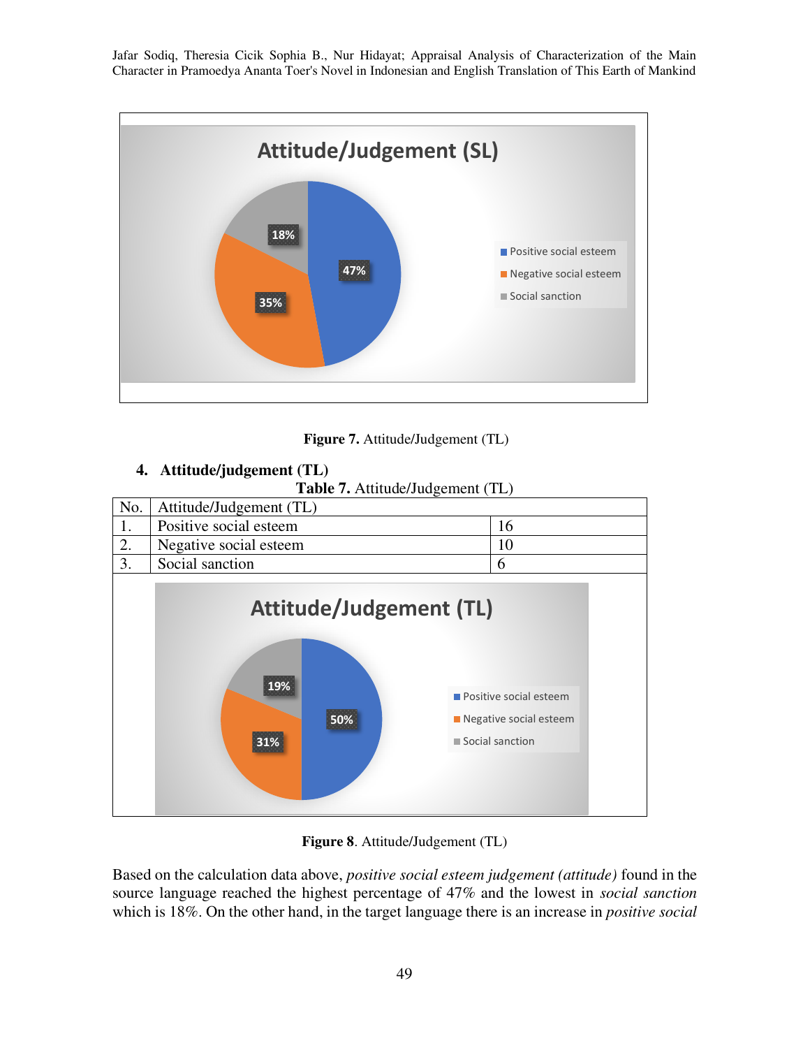Figure 7. Attitude/Judgement (TL)

**4. Attitude/judgement (TL)**

**Table 7.** Attitude/Judgement (TL)

| No. | Attitude/Judgement (TL) | |
|---|---|---|
| 1. | Positive social esteem | 16 |
| 2. | Negative social esteem | 10 |
| 3. | Social sanction | 6 |

**Figure 8**. Attitude/Judgement (TL)

Based on the calculation data above, *positive social esteem judgement (attitude)* found in the source language reached the highest percentage of 47% and the lowest in *social sanction* which is 18%. On the other hand, in the target language there is an increase in *positive social*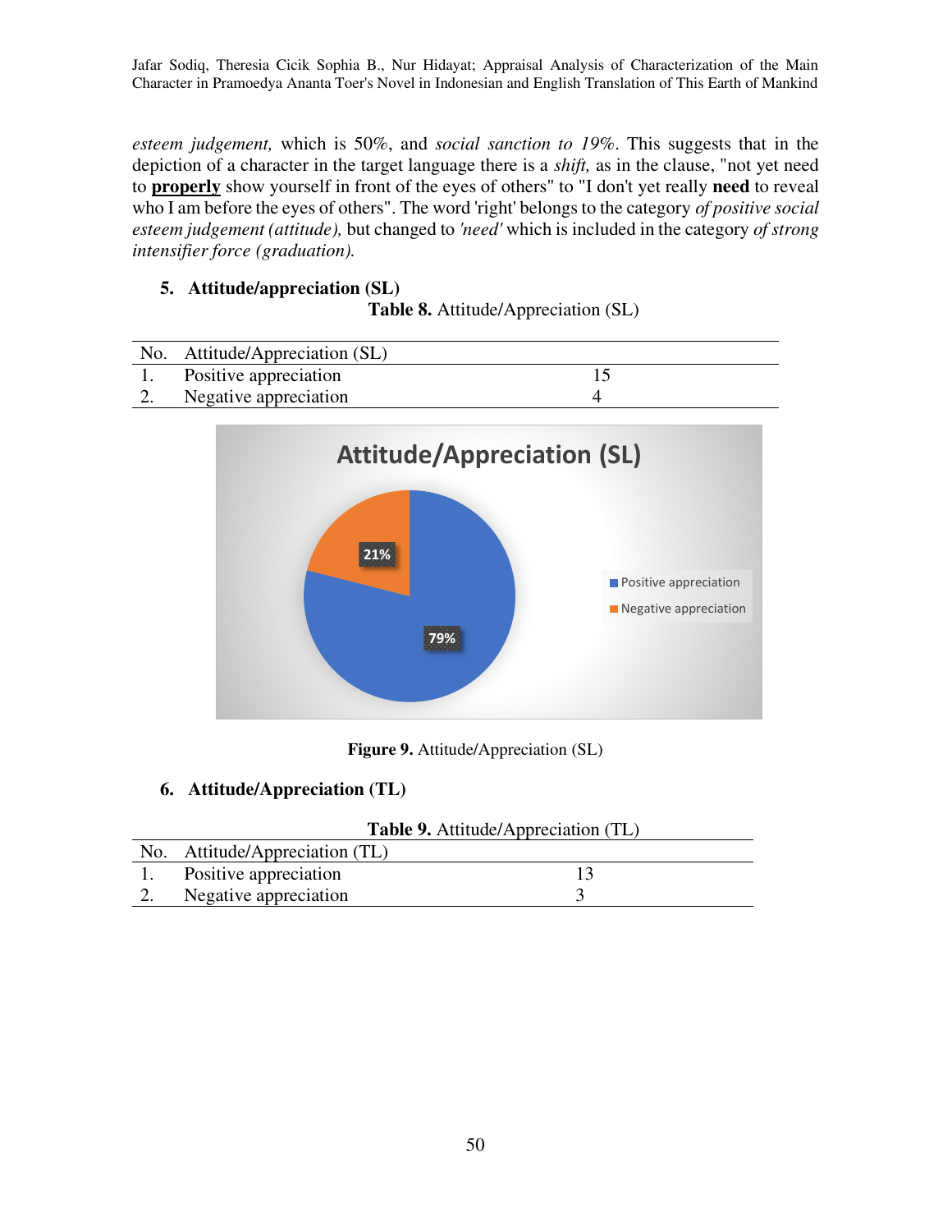*esteem judgement,* which is 50%, and *social sanction to 19%*. This suggests that in the depiction of a character in the target language there is a *shift,* as in the clause, "not yet need to **properly** show yourself in front of the eyes of others" to "I don't yet really **need** to reveal who I am before the eyes of others". The word 'right' belongs to the category *of positive social esteem judgement (attitude),* but changed to *'need'* which is included in the category *of strong intensifier force (graduation).*

## 5. Attitude/appreciation (SL)

**Table 8.** Attitude/Appreciation (SL)

| No. | Attitude/Appreciation (SL) | |
|---|---|---|
| 1. | Positive appreciation | 15 |
| 2. | Negative appreciation | 4 |

**Figure 9.** Attitude/Appreciation (SL)

## 6. Attitude/Appreciation (TL)

**Table 9.** Attitude/Appreciation (TL)

| No. | Attitude/Appreciation (TL) | |
|---|---|---|
| 1. | Positive appreciation | 13 |
| 2. | Negative appreciation | 3 |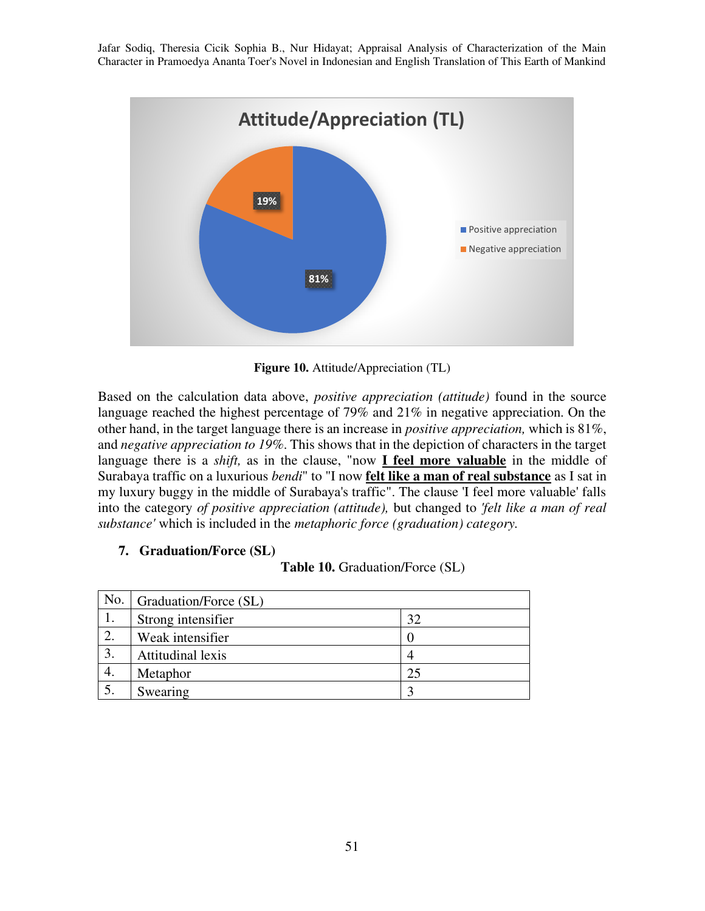**Figure 10.** Attitude/Appreciation (TL)

Based on the calculation data above, *positive appreciation (attitude)* found in the source language reached the highest percentage of 79% and 21% in negative appreciation. On the other hand, in the target language there is an increase in *positive appreciation,* which is 81%, and *negative appreciation to 19%*. This shows that in the depiction of characters in the target language there is a *shift,* as in the clause, "now **I feel more valuable** in the middle of Surabaya traffic on a luxurious *bendi*" to "I now **felt like a man of real substance** as I sat in my luxury buggy in the middle of Surabaya's traffic". The clause 'I feel more valuable' falls into the category *of positive appreciation (attitude),* but changed to *'felt like a man of real substance'* which is included in the *metaphoric force (graduation) category.*

### 7. Graduation/Force (SL)

**Table 10.** Graduation/Force (SL)

| No. | Graduation/Force (SL) | |
|---|---|---|
| 1. | Strong intensifier | 32 |
| 2. | Weak intensifier | 0 |
| 3. | Attitudinal lexis | 4 |
| 4. | Metaphor | 25 |
| 5. | Swearing | 3 |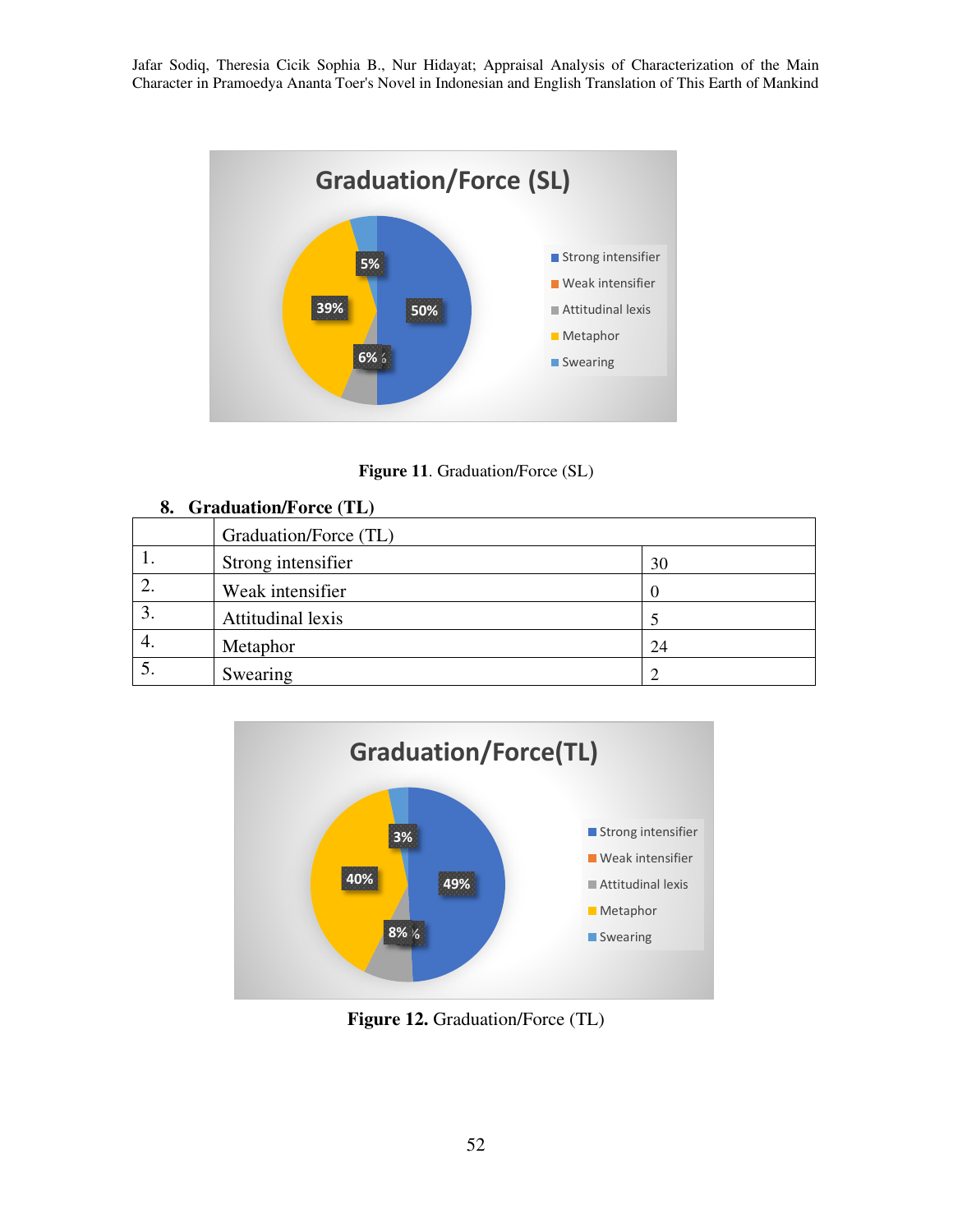Figure 11. Graduation/Force (SL)

## 8. Graduation/Force (TL)

| | Graduation/Force (TL) | |
|---|---|---|
| 1. | Strong intensifier | 30 |
| 2. | Weak intensifier | 0 |
| 3. | Attitudinal lexis | 5 |
| 4. | Metaphor | 24 |
| 5. | Swearing | 2 |

Figure 12. Graduation/Force (TL)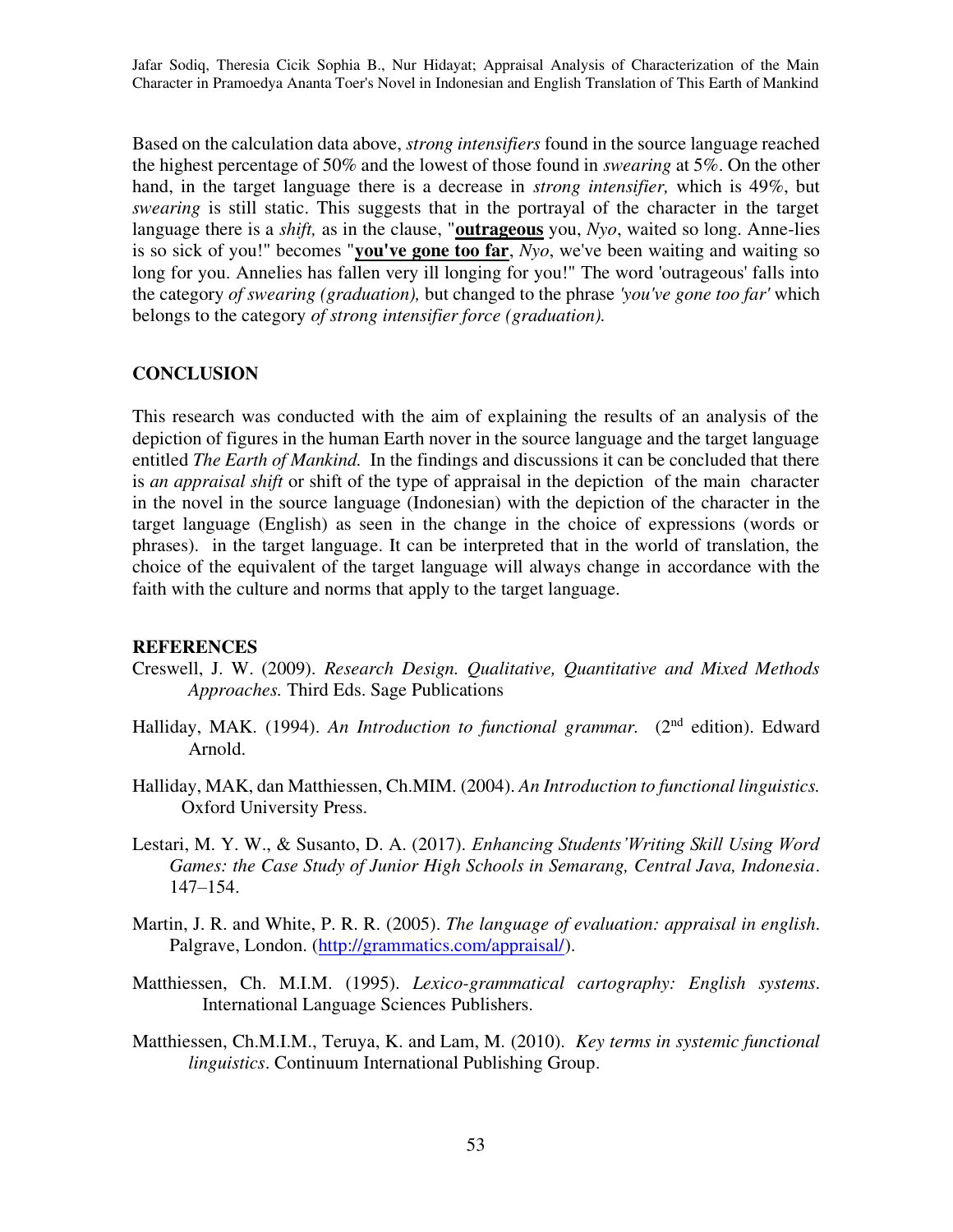Based on the calculation data above, *strong intensifiers* found in the source language reached the highest percentage of 50% and the lowest of those found in *swearing* at 5%. On the other hand, in the target language there is a decrease in *strong intensifier,* which is 49%, but *swearing* is still static. This suggests that in the portrayal of the character in the target language there is a *shift,* as in the clause, "**outrageous** you, *Nyo*, waited so long. Anne-lies is so sick of you!" becomes "**you've gone too far**, *Nyo*, we've been waiting and waiting so long for you. Annelies has fallen very ill longing for you!" The word 'outrageous' falls into the category *of swearing (graduation),* but changed to the phrase *'you've gone too far'* which belongs to the category *of strong intensifier force (graduation).*

## CONCLUSION

This research was conducted with the aim of explaining the results of an analysis of the depiction of figures in the human Earth nover in the source language and the target language entitled *The Earth of Mankind.* In the findings and discussions it can be concluded that there is *an appraisal shift* or shift of the type of appraisal in the depiction of the main character in the novel in the source language (Indonesian) with the depiction of the character in the target language (English) as seen in the change in the choice of expressions (words or phrases). in the target language. It can be interpreted that in the world of translation, the choice of the equivalent of the target language will always change in accordance with the faith with the culture and norms that apply to the target language.

## REFERENCES

Creswell, J. W. (2009). *Research Design. Qualitative, Quantitative and Mixed Methods Approaches.* Third Eds. Sage Publications

Halliday, MAK. (1994). *An Introduction to functional grammar.* (2nd edition). Edward Arnold.

Halliday, MAK, dan Matthiessen, Ch.MIM. (2004). *An Introduction to functional linguistics.* Oxford University Press.

Lestari, M. Y. W., & Susanto, D. A. (2017). *Enhancing Students'Writing Skill Using Word Games: the Case Study of Junior High Schools in Semarang, Central Java, Indonesia*. 147–154.

Martin, J. R. and White, P. R. R. (2005). *The language of evaluation: appraisal in english*. Palgrave, London. (http://grammatics.com/appraisal/).

Matthiessen, Ch. M.I.M. (1995). *Lexico-grammatical cartography: English systems*. International Language Sciences Publishers.

Matthiessen, Ch.M.I.M., Teruya, K. and Lam, M. (2010). *Key terms in systemic functional linguistics*. Continuum International Publishing Group.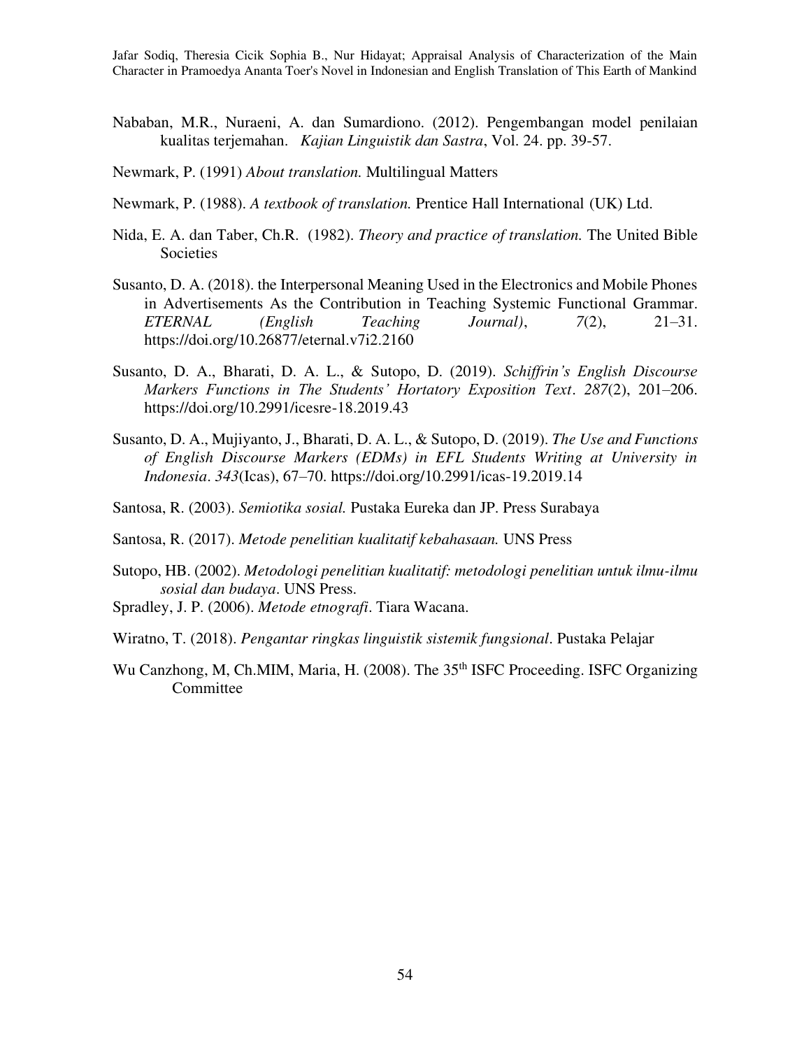Nababan, M.R., Nuraeni, A. dan Sumardiono. (2012). Pengembangan model penilaian kualitas terjemahan. *Kajian Linguistik dan Sastra*, Vol. 24. pp. 39-57.

Newmark, P. (1991) *About translation.* Multilingual Matters

Newmark, P. (1988). *A textbook of translation.* Prentice Hall International (UK) Ltd.

Nida, E. A. dan Taber, Ch.R. (1982). *Theory and practice of translation.* The United Bible Societies

Susanto, D. A. (2018). the Interpersonal Meaning Used in the Electronics and Mobile Phones in Advertisements As the Contribution in Teaching Systemic Functional Grammar. *ETERNAL (English Teaching Journal)*, *7*(2), 21–31. https://doi.org/10.26877/eternal.v7i2.2160

Susanto, D. A., Bharati, D. A. L., & Sutopo, D. (2019). *Schiffrin's English Discourse Markers Functions in The Students' Hortatory Exposition Text*. *287*(2), 201–206. https://doi.org/10.2991/icesre-18.2019.43

Susanto, D. A., Mujiyanto, J., Bharati, D. A. L., & Sutopo, D. (2019). *The Use and Functions of English Discourse Markers (EDMs) in EFL Students Writing at University in Indonesia*. *343*(Icas), 67–70. https://doi.org/10.2991/icas-19.2019.14

Santosa, R. (2003). *Semiotika sosial.* Pustaka Eureka dan JP. Press Surabaya

Santosa, R. (2017). *Metode penelitian kualitatif kebahasaan.* UNS Press

Sutopo, HB. (2002). *Metodologi penelitian kualitatif: metodologi penelitian untuk ilmu-ilmu sosial dan budaya*. UNS Press.

Spradley, J. P. (2006). *Metode etnografi*. Tiara Wacana.

Wiratno, T. (2018). *Pengantar ringkas linguistik sistemik fungsional*. Pustaka Pelajar

Wu Canzhong, M, Ch.MIM, Maria, H. (2008). The 35th ISFC Proceeding. ISFC Organizing Committee